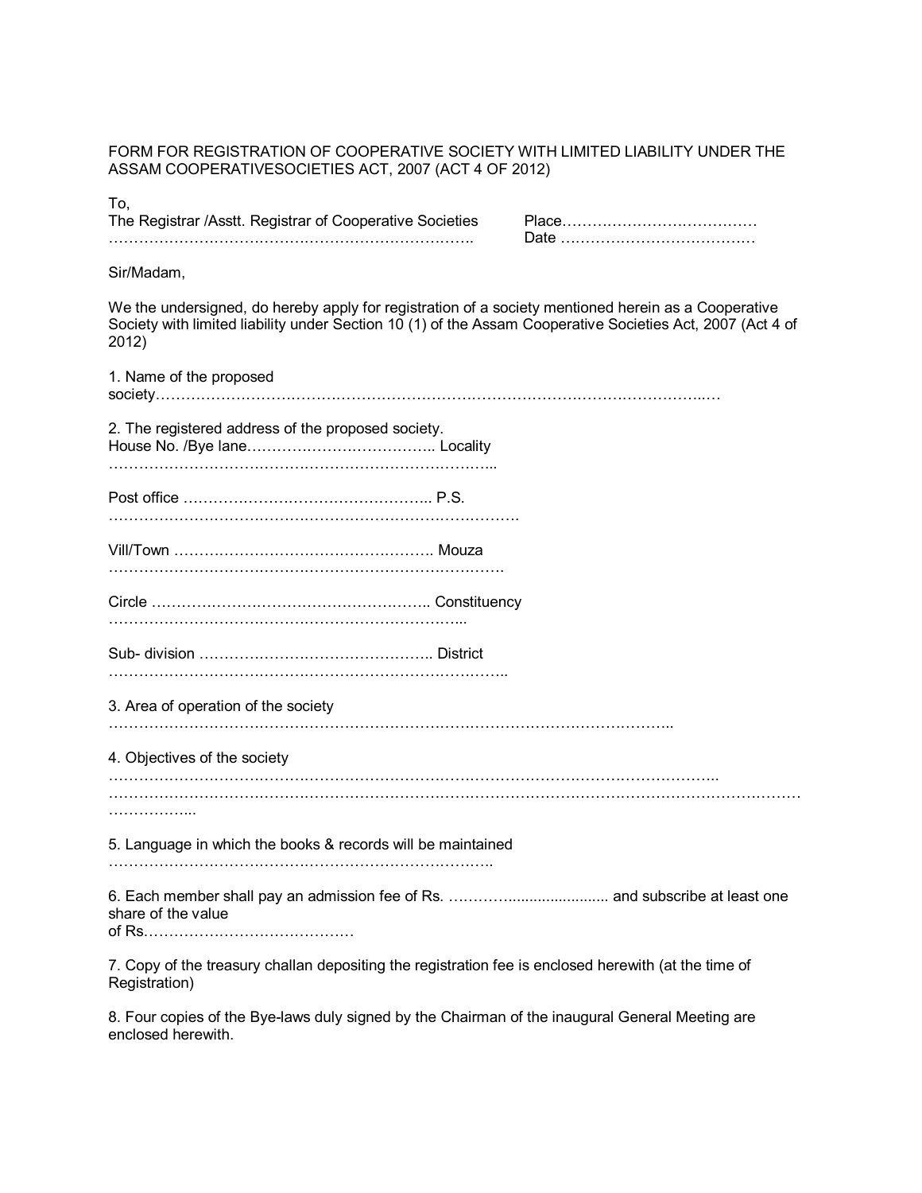FORM FOR REGISTRATION OF COOPERATIVE SOCIETY WITH LIMITED LIABILITY UNDER THE ASSAM COOPERATIVESOCIETIES ACT, 2007 (ACT 4 OF 2012)

To,
The Registrar /Asstt. Registrar of Cooperative Societies
……………………………………………………………….

Place…………………………………
Date …………………………………

Sir/Madam,

We the undersigned, do hereby apply for registration of a society mentioned herein as a Cooperative Society with limited liability under Section 10 (1) of the Assam Cooperative Societies Act, 2007 (Act 4 of 2012)

1. Name of the proposed society………………………………………………………………………………………..…

2. The registered address of the proposed society.
House No. /Bye lane……………………………….. Locality ……………………………………………………………………..

Post office ………………………………………….. P.S. …………………………………………………………………….

Vill/Town ……………………………………………. Mouza …………………………………………………………………….

Circle ……………………………………………….. Constituency ……………………………………………………………...

Sub- division ……………………………………….. District ……………………………………………………………………..

3. Area of operation of the society
………………………………………………………………………………………………..

4. Objectives of the society
…………………………………………………………………………………………………………..
……………………………………………………………………………………………………………………………
……………...

5. Language in which the books & records will be maintained
…………………………………………………………………….

6. Each member shall pay an admission fee of Rs. …………...................... and subscribe at least one share of the value of Rs……………………………………

7. Copy of the treasury challan depositing the registration fee is enclosed herewith (at the time of Registration)

8. Four copies of the Bye-laws duly signed by the Chairman of the inaugural General Meeting are enclosed herewith.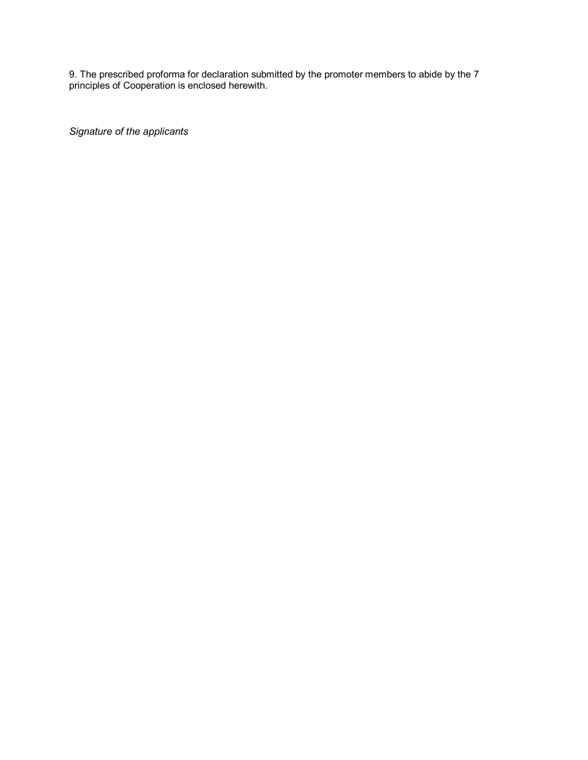9. The prescribed proforma for declaration submitted by the promoter members to abide by the 7 principles of Cooperation is enclosed herewith.

*Signature of the applicants*